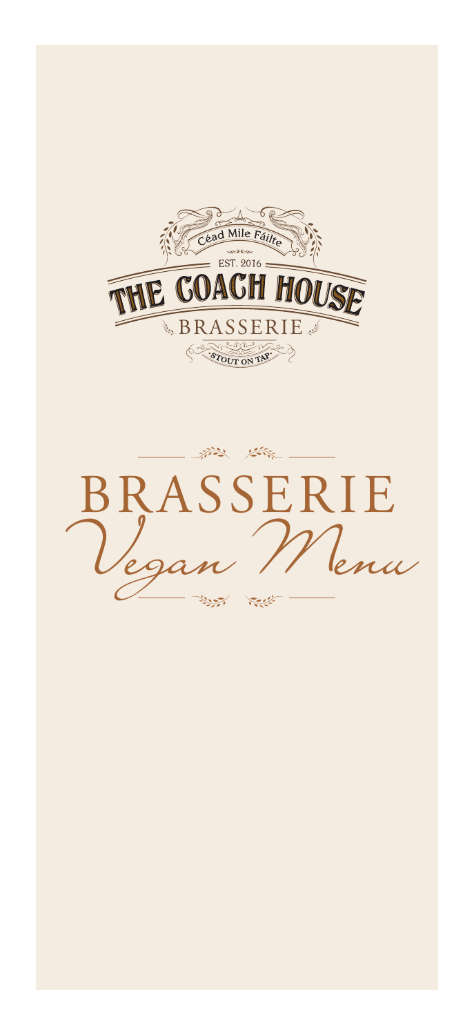Céad Mile Fáilte

EST. 2016

# THE COACH HOUSE

BRASSERIE

STOUT ON TAP

# BRASSERIE

## *Vegan Menu*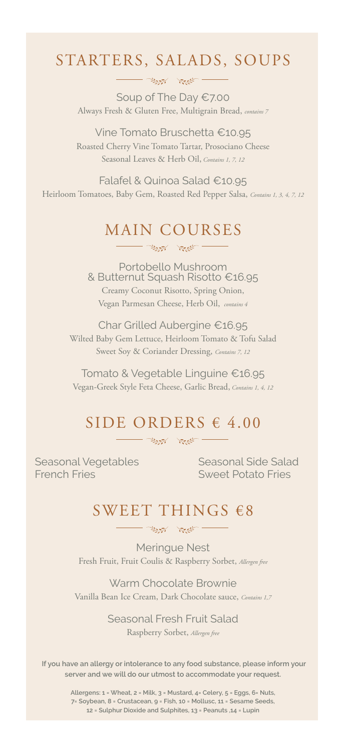# STARTERS, SALADS, SOUPS

Soup of The Day €7.00
Always Fresh & Gluten Free, Multigrain Bread, *contains 7*

Vine Tomato Bruschetta €10.95
Roasted Cherry Vine Tomato Tartar, Prosociano Cheese
Seasonal Leaves & Herb Oil, *Contains 1, 7, 12*

Falafel & Quinoa Salad €10.95
Heirloom Tomatoes, Baby Gem, Roasted Red Pepper Salsa, *Contains 1, 3, 4, 7, 12*

# MAIN COURSES

Portobello Mushroom
& Butternut Squash Risotto €16.95
Creamy Coconut Risotto, Spring Onion,
Vegan Parmesan Cheese, Herb Oil, *contains 4*

Char Grilled Aubergine €16.95
Wilted Baby Gem Lettuce, Heirloom Tomato & Tofu Salad
Sweet Soy & Coriander Dressing, *Contains 7, 12*

Tomato & Vegetable Linguine €16.95
Vegan-Greek Style Feta Cheese, Garlic Bread, *Contains 1, 4, 12*

# SIDE ORDERS € 4.00

Seasonal Vegetables
French Fries
Seasonal Side Salad
Sweet Potato Fries

# SWEET THINGS €8

Meringue Nest
Fresh Fruit, Fruit Coulis & Raspberry Sorbet, *Allergen free*

Warm Chocolate Brownie
Vanilla Bean Ice Cream, Dark Chocolate sauce, *Contains 1,7*

Seasonal Fresh Fruit Salad
Raspberry Sorbet, *Allergen free*

**If you have an allergy or intolerance to any food substance, please inform your server and we will do our utmost to accommodate your request.**

**Allergens: 1 = Wheat, 2 = Milk, 3 = Mustard, 4= Celery, 5 = Eggs, 6= Nuts, 7= Soybean, 8 = Crustacean, 9 = Fish, 10 = Mollusc, 11 = Sesame Seeds, 12 = Sulphur Dioxide and Sulphites, 13 = Peanuts ,14 = Lupin**